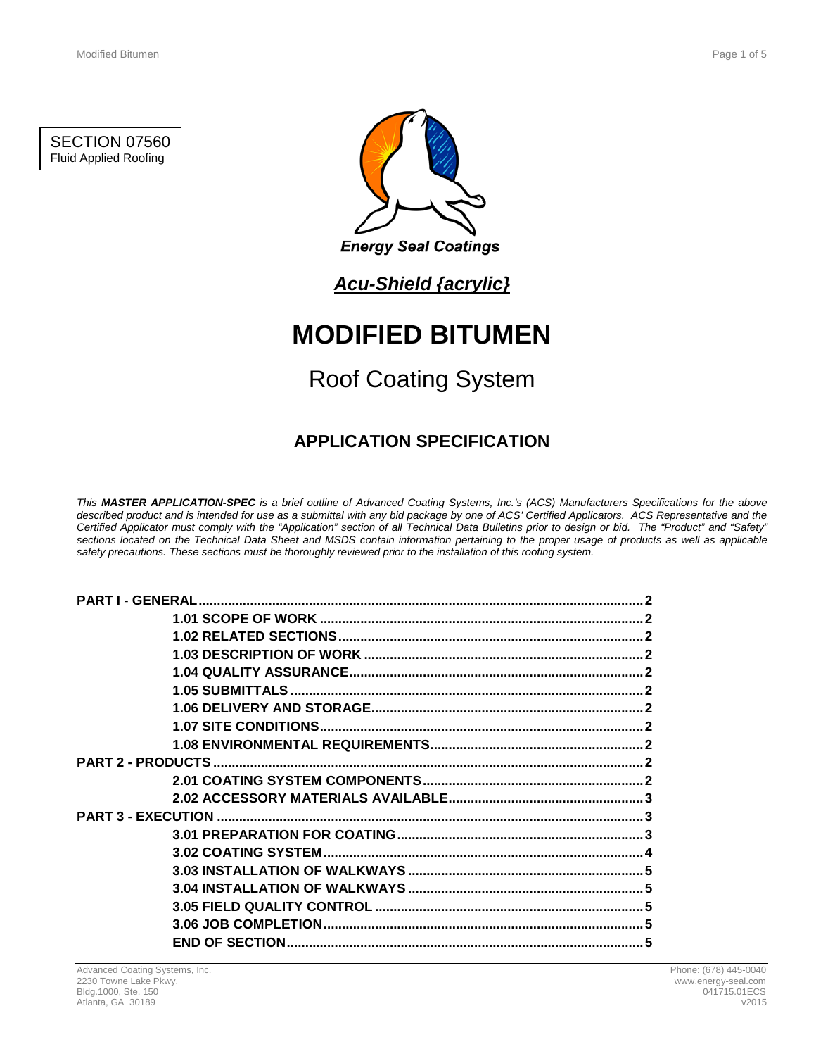SECTION 07560
Fluid Applied Roofing

Energy Seal Coatings

***Acu-Shield {acrylic}***

# MODIFIED BITUMEN

## Roof Coating System

### APPLICATION SPECIFICATION

*This **MASTER APPLICATION-SPEC** is a brief outline of Advanced Coating Systems, Inc.'s (ACS) Manufacturers Specifications for the above described product and is intended for use as a submittal with any bid package by one of ACS' Certified Applicators. ACS Representative and the Certified Applicator must comply with the "Application" section of all Technical Data Bulletins prior to design or bid. The "Product" and "Safety" sections located on the Technical Data Sheet and MSDS contain information pertaining to the proper usage of products as well as applicable safety precautions. These sections must be thoroughly reviewed prior to the installation of this roofing system.*

| | |
|---|---|
| **PART I - GENERAL** | **2** |
| **1.01 SCOPE OF WORK** | **2** |
| **1.02 RELATED SECTIONS** | **2** |
| **1.03 DESCRIPTION OF WORK** | **2** |
| **1.04 QUALITY ASSURANCE** | **2** |
| **1.05 SUBMITTALS** | **2** |
| **1.06 DELIVERY AND STORAGE** | **2** |
| **1.07 SITE CONDITIONS** | **2** |
| **1.08 ENVIRONMENTAL REQUIREMENTS** | **2** |
| **PART 2 - PRODUCTS** | **2** |
| **2.01 COATING SYSTEM COMPONENTS** | **2** |
| **2.02 ACCESSORY MATERIALS AVAILABLE** | **3** |
| **PART 3 - EXECUTION** | **3** |
| **3.01 PREPARATION FOR COATING** | **3** |
| **3.02 COATING SYSTEM** | **4** |
| **3.03 INSTALLATION OF WALKWAYS** | **5** |
| **3.04 INSTALLATION OF WALKWAYS** | **5** |
| **3.05 FIELD QUALITY CONTROL** | **5** |
| **3.06 JOB COMPLETION** | **5** |
| **END OF SECTION** | **5** |

Advanced Coating Systems, Inc.
2230 Towne Lake Pkwy.
Bldg.1000, Ste. 150
Atlanta, GA 30189

Phone: (678) 445-0040
www.energy-seal.com
041715.01ECS
v2015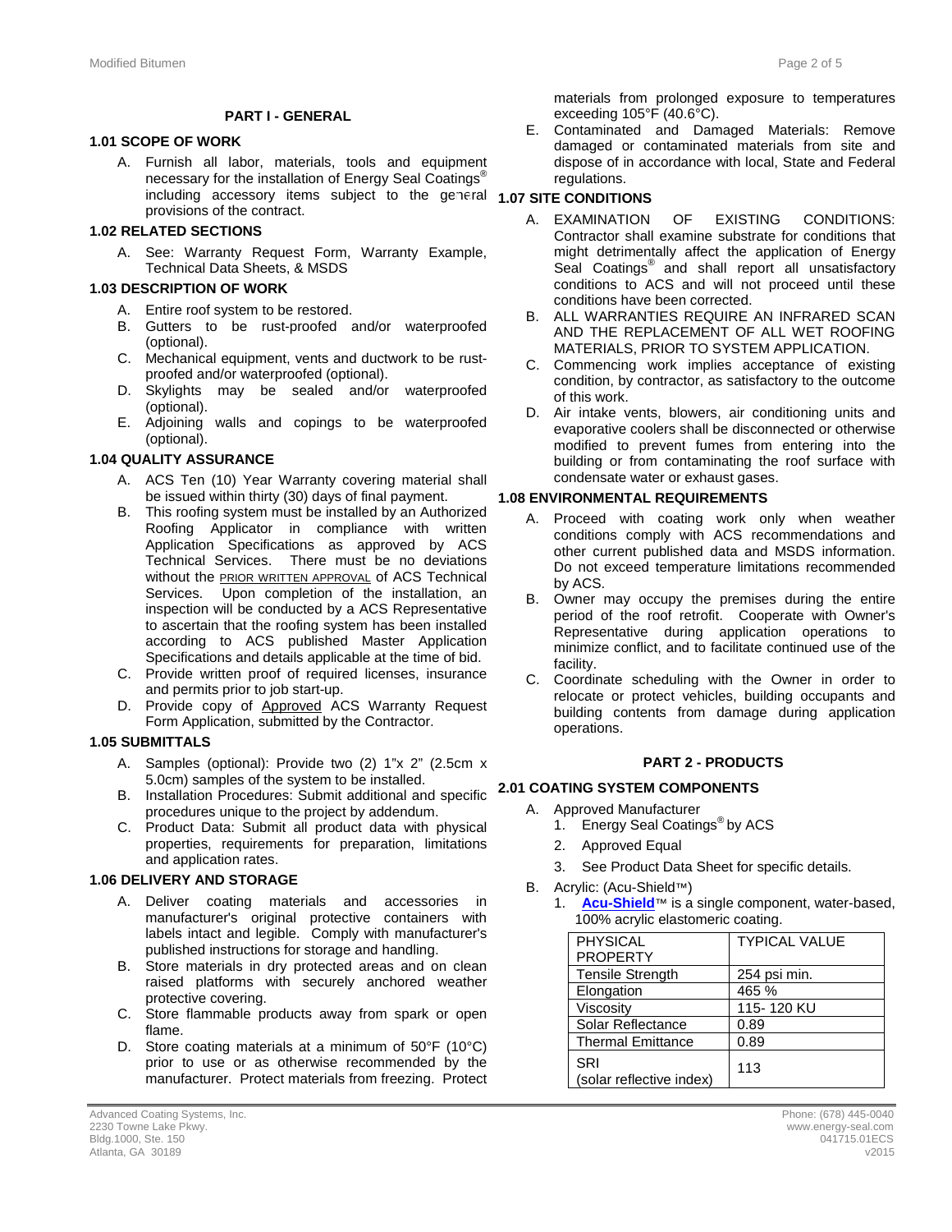## PART I - GENERAL

### 1.01 SCOPE OF WORK

A. Furnish all labor, materials, tools and equipment necessary for the installation of Energy Seal Coatings® including accessory items subject to the general provisions of the contract.

### 1.02 RELATED SECTIONS

A. See: Warranty Request Form, Warranty Example, Technical Data Sheets, & MSDS

### 1.03 DESCRIPTION OF WORK

A. Entire roof system to be restored.
B. Gutters to be rust-proofed and/or waterproofed (optional).
C. Mechanical equipment, vents and ductwork to be rust-proofed and/or waterproofed (optional).
D. Skylights may be sealed and/or waterproofed (optional).
E. Adjoining walls and copings to be waterproofed (optional).

### 1.04 QUALITY ASSURANCE

A. ACS Ten (10) Year Warranty covering material shall be issued within thirty (30) days of final payment.
B. This roofing system must be installed by an Authorized Roofing Applicator in compliance with written Application Specifications as approved by ACS Technical Services. There must be no deviations without the PRIOR WRITTEN APPROVAL of ACS Technical Services. Upon completion of the installation, an inspection will be conducted by a ACS Representative to ascertain that the roofing system has been installed according to ACS published Master Application Specifications and details applicable at the time of bid.
C. Provide written proof of required licenses, insurance and permits prior to job start-up.
D. Provide copy of Approved ACS Warranty Request Form Application, submitted by the Contractor.

### 1.05 SUBMITTALS

A. Samples (optional): Provide two (2) 1"x 2" (2.5cm x 5.0cm) samples of the system to be installed.
B. Installation Procedures: Submit additional and specific procedures unique to the project by addendum.
C. Product Data: Submit all product data with physical properties, requirements for preparation, limitations and application rates.

### 1.06 DELIVERY AND STORAGE

A. Deliver coating materials and accessories in manufacturer's original protective containers with labels intact and legible. Comply with manufacturer's published instructions for storage and handling.
B. Store materials in dry protected areas and on clean raised platforms with securely anchored weather protective covering.
C. Store flammable products away from spark or open flame.
D. Store coating materials at a minimum of 50°F (10°C) prior to use or as otherwise recommended by the manufacturer. Protect materials from freezing. Protect materials from prolonged exposure to temperatures exceeding 105°F (40.6°C).
E. Contaminated and Damaged Materials: Remove damaged or contaminated materials from site and dispose of in accordance with local, State and Federal regulations.

### 1.07 SITE CONDITIONS

A. EXAMINATION OF EXISTING CONDITIONS: Contractor shall examine substrate for conditions that might detrimentally affect the application of Energy Seal Coatings® and shall report all unsatisfactory conditions to ACS and will not proceed until these conditions have been corrected.
B. ALL WARRANTIES REQUIRE AN INFRARED SCAN AND THE REPLACEMENT OF ALL WET ROOFING MATERIALS, PRIOR TO SYSTEM APPLICATION.
C. Commencing work implies acceptance of existing condition, by contractor, as satisfactory to the outcome of this work.
D. Air intake vents, blowers, air conditioning units and evaporative coolers shall be disconnected or otherwise modified to prevent fumes from entering into the building or from contaminating the roof surface with condensate water or exhaust gases.

### 1.08 ENVIRONMENTAL REQUIREMENTS

A. Proceed with coating work only when weather conditions comply with ACS recommendations and other current published data and MSDS information. Do not exceed temperature limitations recommended by ACS.
B. Owner may occupy the premises during the entire period of the roof retrofit. Cooperate with Owner's Representative during application operations to minimize conflict, and to facilitate continued use of the facility.
C. Coordinate scheduling with the Owner in order to relocate or protect vehicles, building occupants and building contents from damage during application operations.

## PART 2 - PRODUCTS

### 2.01 COATING SYSTEM COMPONENTS

A. Approved Manufacturer
   1. Energy Seal Coatings® by ACS
   2. Approved Equal
   3. See Product Data Sheet for specific details.

B. Acrylic: (Acu-Shield™)
   1. **Acu-Shield**™ is a single component, water-based, 100% acrylic elastomeric coating.

| PHYSICAL PROPERTY | TYPICAL VALUE |
|---|---|
| Tensile Strength | 254 psi min. |
| Elongation | 465 % |
| Viscosity | 115- 120 KU |
| Solar Reflectance | 0.89 |
| Thermal Emittance | 0.89 |
| SRI (solar reflective index) | 113 |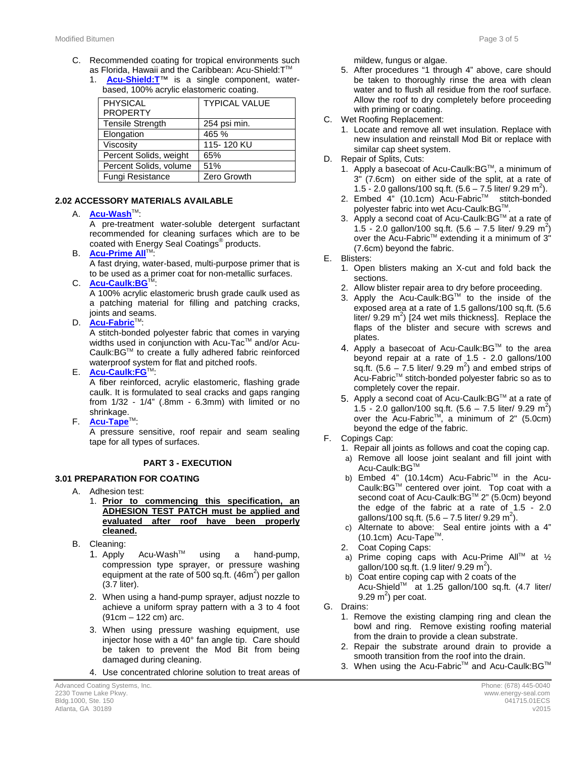C. Recommended coating for tropical environments such as Florida, Hawaii and the Caribbean: Acu-Shield:T™

1. **Acu-Shield:T**™ is a single component, water-based, 100% acrylic elastomeric coating.

| PHYSICAL PROPERTY | TYPICAL VALUE |
|---|---|
| Tensile Strength | 254 psi min. |
| Elongation | 465 % |
| Viscosity | 115- 120 KU |
| Percent Solids, weight | 65% |
| Percent Solids, volume | 51% |
| Fungi Resistance | Zero Growth |

### 2.02 ACCESSORY MATERIALS AVAILABLE

A. **Acu-Wash**™:
A pre-treatment water-soluble detergent surfactant recommended for cleaning surfaces which are to be coated with Energy Seal Coatings® products.

B. **Acu-Prime All**™:
A fast drying, water-based, multi-purpose primer that is to be used as a primer coat for non-metallic surfaces.

C. **Acu-Caulk:BG**™:
A 100% acrylic elastomeric brush grade caulk used as a patching material for filling and patching cracks, joints and seams.

D. **Acu-Fabric**™:
A stitch-bonded polyester fabric that comes in varying widths used in conjunction with Acu-Tac™ and/or Acu-Caulk:BG™ to create a fully adhered fabric reinforced waterproof system for flat and pitched roofs.

E. **Acu-Caulk:FG**™:
A fiber reinforced, acrylic elastomeric, flashing grade caulk. It is formulated to seal cracks and gaps ranging from 1/32 - 1/4" (.8mm - 6.3mm) with limited or no shrinkage.

F. **Acu-Tape**™:
A pressure sensitive, roof repair and seam sealing tape for all types of surfaces.

## PART 3 - EXECUTION

### 3.01 PREPARATION FOR COATING

A. Adhesion test:

1. **Prior to commencing this specification, an ADHESION TEST PATCH must be applied and evaluated after roof have been properly cleaned.**

B. Cleaning:

1. Apply Acu-Wash™ using a hand-pump, compression type sprayer, or pressure washing equipment at the rate of 500 sq.ft. (46m²) per gallon (3.7 liter).
2. When using a hand-pump sprayer, adjust nozzle to achieve a uniform spray pattern with a 3 to 4 foot (91cm – 122 cm) arc.
3. When using pressure washing equipment, use injector hose with a 40° fan angle tip. Care should be taken to prevent the Mod Bit from being damaged during cleaning.
4. Use concentrated chlorine solution to treat areas of mildew, fungus or algae.
5. After procedures "1 through 4" above, care should be taken to thoroughly rinse the area with clean water and to flush all residue from the roof surface. Allow the roof to dry completely before proceeding with priming or coating.

C. Wet Roofing Replacement:

1. Locate and remove all wet insulation. Replace with new insulation and reinstall Mod Bit or replace with similar cap sheet system.

D. Repair of Splits, Cuts:

1. Apply a basecoat of Acu-Caulk:BG™, a minimum of 3" (7.6cm) on either side of the split, at a rate of 1.5 - 2.0 gallons/100 sq.ft. (5.6 – 7.5 liter/ 9.29 m²).
2. Embed 4" (10.1cm) Acu-Fabric™ stitch-bonded polyester fabric into wet Acu-Caulk:BG™.
3. Apply a second coat of Acu-Caulk:BG™ at a rate of 1.5 - 2.0 gallon/100 sq.ft. (5.6 – 7.5 liter/ 9.29 m²) over the Acu-Fabric™ extending it a minimum of 3" (7.6cm) beyond the fabric.

E. Blisters:

1. Open blisters making an X-cut and fold back the sections.
2. Allow blister repair area to dry before proceeding.
3. Apply the Acu-Caulk:BG™ to the inside of the exposed area at a rate of 1.5 gallons/100 sq.ft. (5.6 liter/ 9.29 m²) [24 wet mils thickness]. Replace the flaps of the blister and secure with screws and plates.
4. Apply a basecoat of Acu-Caulk:BG™ to the area beyond repair at a rate of 1.5 - 2.0 gallons/100 sq.ft. (5.6 – 7.5 liter/ 9.29 m²) and embed strips of Acu-Fabric™ stitch-bonded polyester fabric so as to completely cover the repair.
5. Apply a second coat of Acu-Caulk:BG™ at a rate of 1.5 - 2.0 gallon/100 sq.ft. (5.6 – 7.5 liter/ 9.29 m²) over the Acu-Fabric™, a minimum of 2" (5.0cm) beyond the edge of the fabric.

F. Copings Cap:

1. Repair all joints as follows and coat the coping cap.
   a) Remove all loose joint sealant and fill joint with Acu-Caulk:BG™
   b) Embed 4" (10.14cm) Acu-Fabric™ in the Acu-Caulk:BG™ centered over joint. Top coat with a second coat of Acu-Caulk:BG™ 2" (5.0cm) beyond the edge of the fabric at a rate of 1.5 - 2.0 gallons/100 sq.ft. (5.6 – 7.5 liter/ 9.29 m²).
   c) Alternate to above: Seal entire joints with a 4" (10.1cm) Acu-Tape™.
2. Coat Coping Caps:
   a) Prime coping caps with Acu-Prime All™ at ½ gallon/100 sq.ft. (1.9 liter/ 9.29 m²).
   b) Coat entire coping cap with 2 coats of the Acu-Shield™ at 1.25 gallon/100 sq.ft. (4.7 liter/ 9.29 m²) per coat.

G. Drains:

1. Remove the existing clamping ring and clean the bowl and ring. Remove existing roofing material from the drain to provide a clean substrate.
2. Repair the substrate around drain to provide a smooth transition from the roof into the drain.
3. When using the Acu-Fabric™ and Acu-Caulk:BG™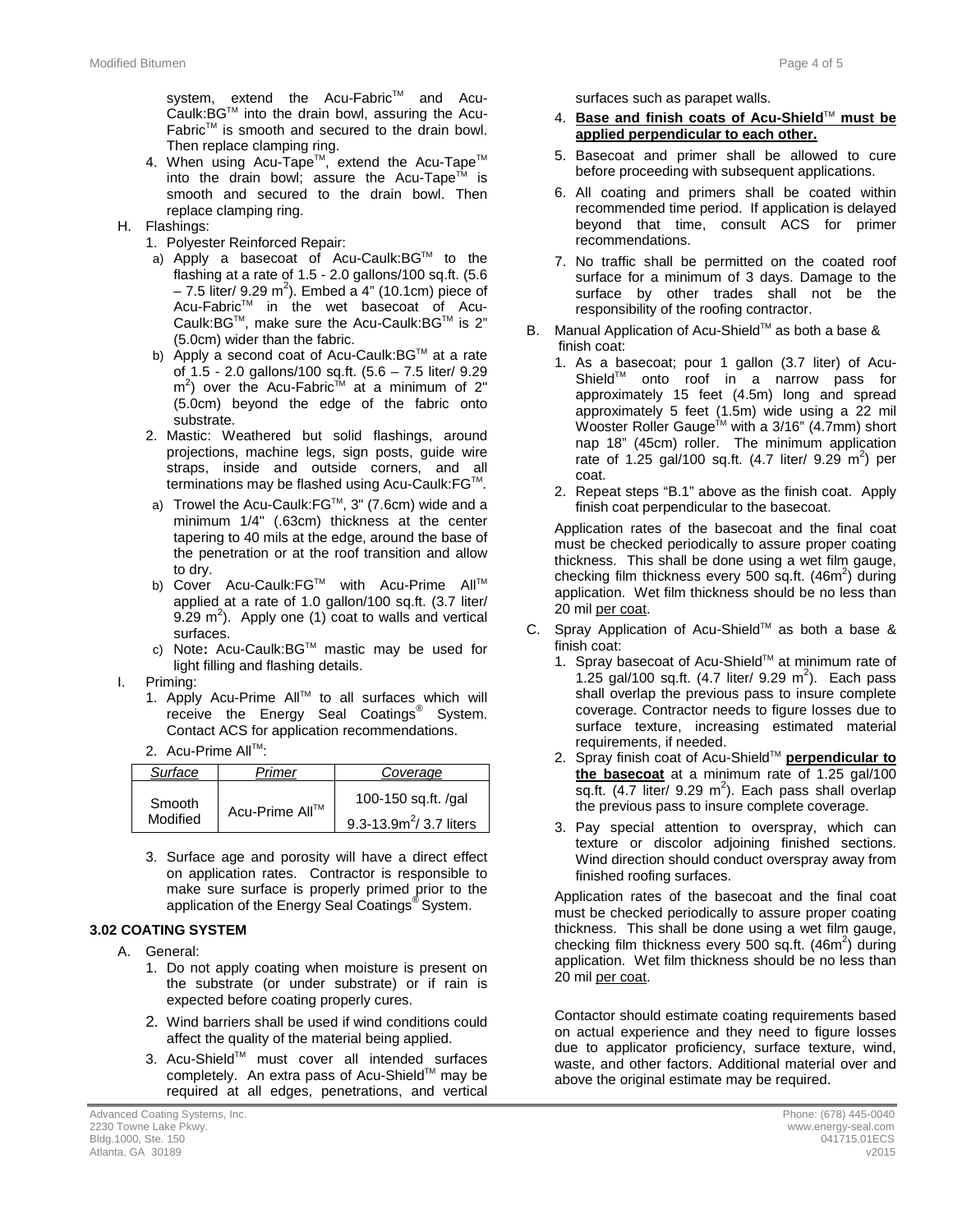system, extend the Acu-Fabric™ and Acu-Caulk:BG™ into the drain bowl, assuring the Acu-Fabric™ is smooth and secured to the drain bowl. Then replace clamping ring.

4. When using Acu-Tape™, extend the Acu-Tape™ into the drain bowl; assure the Acu-Tape™ is smooth and secured to the drain bowl. Then replace clamping ring.

H. Flashings:

1. Polyester Reinforced Repair:
   a) Apply a basecoat of Acu-Caulk:BG™ to the flashing at a rate of 1.5 - 2.0 gallons/100 sq.ft. (5.6 – 7.5 liter/ 9.29 $m^2$). Embed a 4" (10.1cm) piece of Acu-Fabric™ in the wet basecoat of Acu-Caulk:BG™, make sure the Acu-Caulk:BG™ is 2" (5.0cm) wider than the fabric.
   b) Apply a second coat of Acu-Caulk:BG™ at a rate of 1.5 - 2.0 gallons/100 sq.ft. (5.6 – 7.5 liter/ 9.29 $m^2$) over the Acu-Fabric™ at a minimum of 2" (5.0cm) beyond the edge of the fabric onto substrate.
2. Mastic: Weathered but solid flashings, around projections, machine legs, sign posts, guide wire straps, inside and outside corners, and all terminations may be flashed using Acu-Caulk:FG™.
   a) Trowel the Acu-Caulk:FG™, 3" (7.6cm) wide and a minimum 1/4" (.63cm) thickness at the center tapering to 40 mils at the edge, around the base of the penetration or at the roof transition and allow to dry.
   b) Cover Acu-Caulk:FG™ with Acu-Prime All™ applied at a rate of 1.0 gallon/100 sq.ft. (3.7 liter/ 9.29 $m^2$). Apply one (1) coat to walls and vertical surfaces.
   c) Note**:** Acu-Caulk:BG™ mastic may be used for light filling and flashing details.

I. Priming:

1. Apply Acu-Prime All™ to all surfaces which will receive the Energy Seal Coatings® System. Contact ACS for application recommendations.
2. Acu-Prime All™:

| *Surface* | *Primer* | *Coverage* |
|---|---|---|
| Smooth Modified | Acu-Prime All™ | 100-150 sq.ft. /gal<br>9.3-13.9$m^2$/ 3.7 liters |

3. Surface age and porosity will have a direct effect on application rates. Contractor is responsible to make sure surface is properly primed prior to the application of the Energy Seal Coatings® System.

### 3.02 COATING SYSTEM

A. General:

1. Do not apply coating when moisture is present on the substrate (or under substrate) or if rain is expected before coating properly cures.
2. Wind barriers shall be used if wind conditions could affect the quality of the material being applied.
3. Acu-Shield™ must cover all intended surfaces completely. An extra pass of Acu-Shield™ may be required at all edges, penetrations, and vertical surfaces such as parapet walls.
4. **<u>Base and finish coats of Acu-Shield™ must be applied perpendicular to each other.</u>**
5. Basecoat and primer shall be allowed to cure before proceeding with subsequent applications.
6. All coating and primers shall be coated within recommended time period. If application is delayed beyond that time, consult ACS for primer recommendations.
7. No traffic shall be permitted on the coated roof surface for a minimum of 3 days. Damage to the surface by other trades shall not be the responsibility of the roofing contractor.

B. Manual Application of Acu-Shield™ as both a base & finish coat:

1. As a basecoat; pour 1 gallon (3.7 liter) of Acu-Shield™ onto roof in a narrow pass for approximately 15 feet (4.5m) long and spread approximately 5 feet (1.5m) wide using a 22 mil Wooster Roller Gauge™ with a 3/16" (4.7mm) short nap 18" (45cm) roller. The minimum application rate of 1.25 gal/100 sq.ft. (4.7 liter/ 9.29 $m^2$) per coat.
2. Repeat steps "B.1" above as the finish coat. Apply finish coat perpendicular to the basecoat.

Application rates of the basecoat and the final coat must be checked periodically to assure proper coating thickness. This shall be done using a wet film gauge, checking film thickness every 500 sq.ft. (46$m^2$) during application. Wet film thickness should be no less than 20 mil <u>per coat</u>.

C. Spray Application of Acu-Shield™ as both a base & finish coat:

1. Spray basecoat of Acu-Shield™ at minimum rate of 1.25 gal/100 sq.ft. (4.7 liter/ 9.29 $m^2$). Each pass shall overlap the previous pass to insure complete coverage. Contractor needs to figure losses due to surface texture, increasing estimated material requirements, if needed.
2. Spray finish coat of Acu-Shield™ **<u>perpendicular to the basecoat</u>** at a minimum rate of 1.25 gal/100 sq.ft. (4.7 liter/ 9.29 $m^2$). Each pass shall overlap the previous pass to insure complete coverage.
3. Pay special attention to overspray, which can texture or discolor adjoining finished sections. Wind direction should conduct overspray away from finished roofing surfaces.

Application rates of the basecoat and the final coat must be checked periodically to assure proper coating thickness. This shall be done using a wet film gauge, checking film thickness every 500 sq.ft. (46$m^2$) during application. Wet film thickness should be no less than 20 mil <u>per coat</u>.

Contactor should estimate coating requirements based on actual experience and they need to figure losses due to applicator proficiency, surface texture, wind, waste, and other factors. Additional material over and above the original estimate may be required.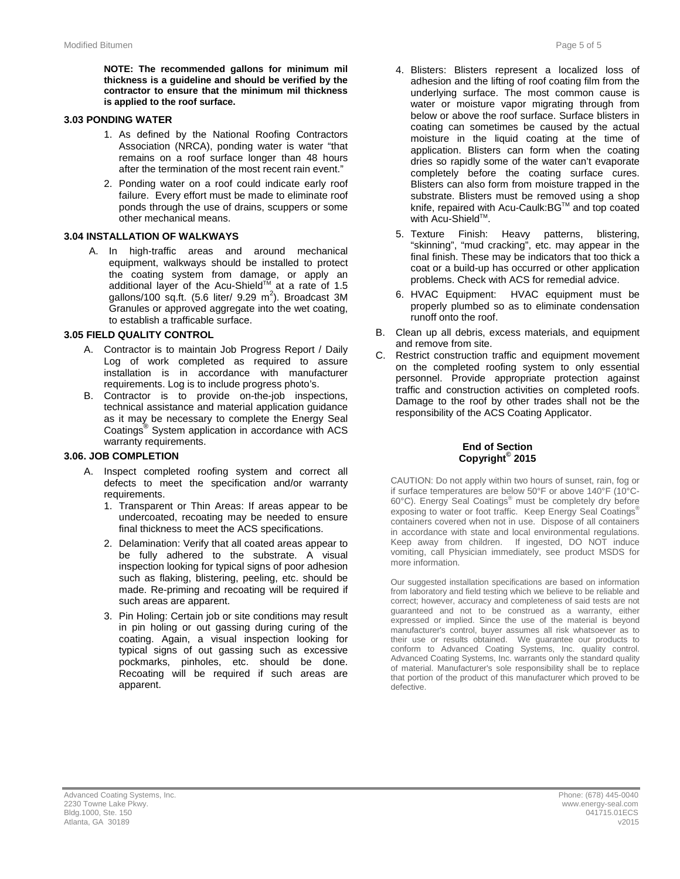**NOTE: The recommended gallons for minimum mil thickness is a guideline and should be verified by the contractor to ensure that the minimum mil thickness is applied to the roof surface.**

### 3.03 PONDING WATER

1. As defined by the National Roofing Contractors Association (NRCA), ponding water is water "that remains on a roof surface longer than 48 hours after the termination of the most recent rain event."
2. Ponding water on a roof could indicate early roof failure. Every effort must be made to eliminate roof ponds through the use of drains, scuppers or some other mechanical means.

### 3.04 INSTALLATION OF WALKWAYS

A. In high-traffic areas and around mechanical equipment, walkways should be installed to protect the coating system from damage, or apply an additional layer of the Acu-Shield™ at a rate of 1.5 gallons/100 sq.ft. (5.6 liter/ 9.29 $m^2$). Broadcast 3M Granules or approved aggregate into the wet coating, to establish a trafficable surface.

### 3.05 FIELD QUALITY CONTROL

A. Contractor is to maintain Job Progress Report / Daily Log of work completed as required to assure installation is in accordance with manufacturer requirements. Log is to include progress photo's.

B. Contractor is to provide on-the-job inspections, technical assistance and material application guidance as it may be necessary to complete the Energy Seal Coatings® System application in accordance with ACS warranty requirements.

### 3.06. JOB COMPLETION

A. Inspect completed roofing system and correct all defects to meet the specification and/or warranty requirements.

1. Transparent or Thin Areas: If areas appear to be undercoated, recoating may be needed to ensure final thickness to meet the ACS specifications.
2. Delamination: Verify that all coated areas appear to be fully adhered to the substrate. A visual inspection looking for typical signs of poor adhesion such as flaking, blistering, peeling, etc. should be made. Re-priming and recoating will be required if such areas are apparent.
3. Pin Holing: Certain job or site conditions may result in pin holing or out gassing during curing of the coating. Again, a visual inspection looking for typical signs of out gassing such as excessive pockmarks, pinholes, etc. should be done. Recoating will be required if such areas are apparent.
4. Blisters: Blisters represent a localized loss of adhesion and the lifting of roof coating film from the underlying surface. The most common cause is water or moisture vapor migrating through from below or above the roof surface. Surface blisters in coating can sometimes be caused by the actual moisture in the liquid coating at the time of application. Blisters can form when the coating dries so rapidly some of the water can't evaporate completely before the coating surface cures. Blisters can also form from moisture trapped in the substrate. Blisters must be removed using a shop knife, repaired with Acu-Caulk:BG™ and top coated with Acu-Shield™.
5. Texture Finish: Heavy patterns, blistering, "skinning", "mud cracking", etc. may appear in the final finish. These may be indicators that too thick a coat or a build-up has occurred or other application problems. Check with ACS for remedial advice.
6. HVAC Equipment: HVAC equipment must be properly plumbed so as to eliminate condensation runoff onto the roof.

B. Clean up all debris, excess materials, and equipment and remove from site.

C. Restrict construction traffic and equipment movement on the completed roofing system to only essential personnel. Provide appropriate protection against traffic and construction activities on completed roofs. Damage to the roof by other trades shall not be the responsibility of the ACS Coating Applicator.

**End of Section**
**Copyright© 2015**

CAUTION: Do not apply within two hours of sunset, rain, fog or if surface temperatures are below 50°F or above 140°F (10°C-60°C). Energy Seal Coatings® must be completely dry before exposing to water or foot traffic. Keep Energy Seal Coatings® containers covered when not in use. Dispose of all containers in accordance with state and local environmental regulations. Keep away from children. If ingested, DO NOT induce vomiting, call Physician immediately, see product MSDS for more information.

Our suggested installation specifications are based on information from laboratory and field testing which we believe to be reliable and correct; however, accuracy and completeness of said tests are not guaranteed and not to be construed as a warranty, either expressed or implied. Since the use of the material is beyond manufacturer's control, buyer assumes all risk whatsoever as to their use or results obtained. We guarantee our products to conform to Advanced Coating Systems, Inc. quality control. Advanced Coating Systems, Inc. warrants only the standard quality of material. Manufacturer's sole responsibility shall be to replace that portion of the product of this manufacturer which proved to be defective.